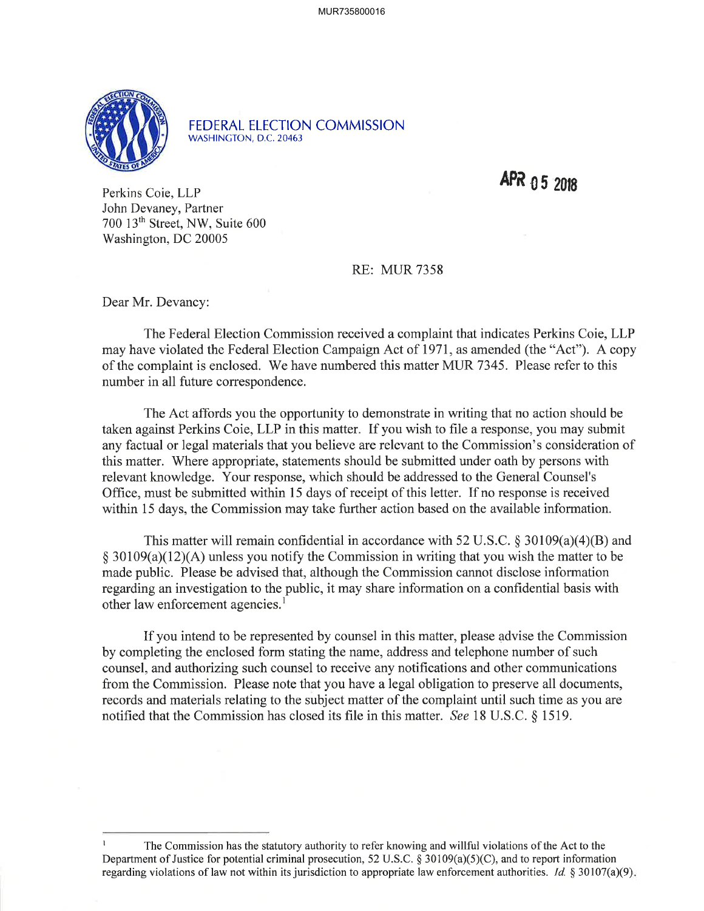# FEDERAL ELECTION COMMISSION
WASHINGTON, D.C. 20463

APR 05 2018

Perkins Coie, LLP
John Devaney, Partner
700 13th Street, NW, Suite 600
Washington, DC 20005

RE: MUR 7358

Dear Mr. Devancy:

The Federal Election Commission received a complaint that indicates Perkins Coie, LLP may have violated the Federal Election Campaign Act of 1971, as amended (the "Act"). A copy of the complaint is enclosed. We have numbered this matter MUR 7345. Please refer to this number in all future correspondence.

The Act affords you the opportunity to demonstrate in writing that no action should be taken against Perkins Coie, LLP in this matter. If you wish to file a response, you may submit any factual or legal materials that you believe are relevant to the Commission's consideration of this matter. Where appropriate, statements should be submitted under oath by persons with relevant knowledge. Your response, which should be addressed to the General Counsel's Office, must be submitted within 15 days of receipt of this letter. If no response is received within 15 days, the Commission may take further action based on the available information.

This matter will remain confidential in accordance with 52 U.S.C. § 30109(a)(4)(B) and § 30109(a)(12)(A) unless you notify the Commission in writing that you wish the matter to be made public. Please be advised that, although the Commission cannot disclose information regarding an investigation to the public, it may share information on a confidential basis with other law enforcement agencies.[1]

If you intend to be represented by counsel in this matter, please advise the Commission by completing the enclosed form stating the name, address and telephone number of such counsel, and authorizing such counsel to receive any notifications and other communications from the Commission. Please note that you have a legal obligation to preserve all documents, records and materials relating to the subject matter of the complaint until such time as you are notified that the Commission has closed its file in this matter. *See* 18 U.S.C. § 1519.

---

[1] The Commission has the statutory authority to refer knowing and willful violations of the Act to the Department of Justice for potential criminal prosecution, 52 U.S.C. § 30109(a)(5)(C), and to report information regarding violations of law not within its jurisdiction to appropriate law enforcement authorities. *Id.* § 30107(a)(9).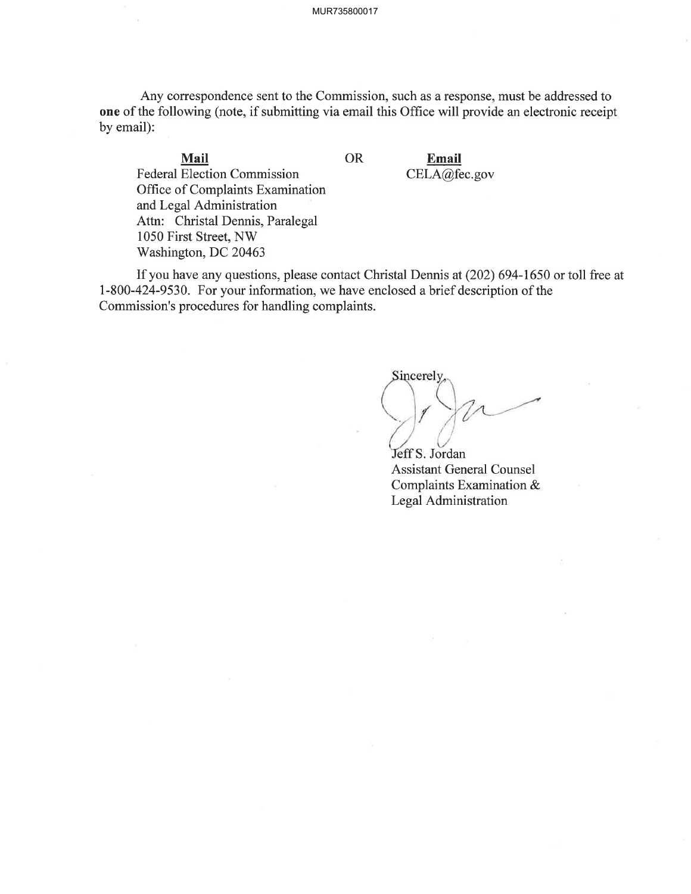Any correspondence sent to the Commission, such as a response, must be addressed to **one** of the following (note, if submitting via email this Office will provide an electronic receipt by email):

| **Mail** | OR | **Email** |
|---|---|---|
| Federal Election Commission<br>Office of Complaints Examination and Legal Administration<br>Attn: Christal Dennis, Paralegal<br>1050 First Street, NW<br>Washington, DC 20463 | | CELA@fec.gov |

If you have any questions, please contact Christal Dennis at (202) 694-1650 or toll free at 1-800-424-9530. For your information, we have enclosed a brief description of the Commission's procedures for handling complaints.

Sincerely,

Jeff S. Jordan
Assistant General Counsel
Complaints Examination &
Legal Administration